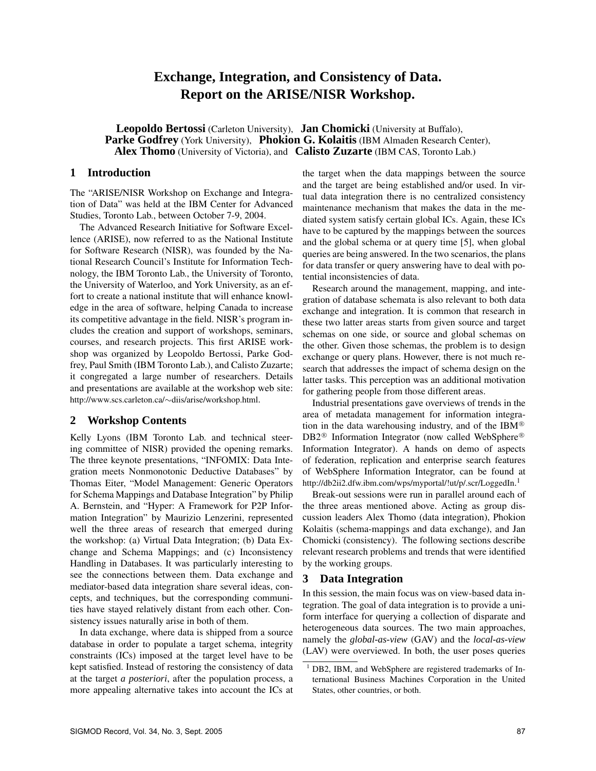# Exchange, Integration, and Consistency of Data. Report on the ARISE/NISR Workshop.

**Leopoldo Bertossi** (Carleton University), **Jan Chomicki** (University at Buffalo), **Parke Godfrey** (York University), **Phokion G. Kolaitis** (IBM Almaden Research Center), **Alex Thomo** (University of Victoria), and **Calisto Zuzarte** (IBM CAS, Toronto Lab.)

## 1 Introduction

The "ARISE/NISR Workshop on Exchange and Integration of Data" was held at the IBM Center for Advanced Studies, Toronto Lab., between October 7-9, 2004.

The Advanced Research Initiative for Software Excellence (ARISE), now referred to as the National Institute for Software Research (NISR), was founded by the National Research Council's Institute for Information Technology, the IBM Toronto Lab., the University of Toronto, the University of Waterloo, and York University, as an effort to create a national institute that will enhance knowledge in the area of software, helping Canada to increase its competitive advantage in the field. NISR's program includes the creation and support of workshops, seminars, courses, and research projects. This first ARISE workshop was organized by Leopoldo Bertossi, Parke Godfrey, Paul Smith (IBM Toronto Lab.), and Calisto Zuzarte; it congregated a large number of researchers. Details and presentations are available at the workshop web site: http://www.scs.carleton.ca/∼diis/arise/workshop.html.

## 2 Workshop Contents

Kelly Lyons (IBM Toronto Lab. and technical steering committee of NISR) provided the opening remarks. The three keynote presentations, "INFOMIX: Data Integration meets Nonmonotonic Deductive Databases" by Thomas Eiter, "Model Management: Generic Operators for Schema Mappings and Database Integration" by Philip A. Bernstein, and "Hyper: A Framework for P2P Information Integration" by Maurizio Lenzerini, represented well the three areas of research that emerged during the workshop: (a) Virtual Data Integration; (b) Data Exchange and Schema Mappings; and (c) Inconsistency Handling in Databases. It was particularly interesting to see the connections between them. Data exchange and mediator-based data integration share several ideas, concepts, and techniques, but the corresponding communities have stayed relatively distant from each other. Consistency issues naturally arise in both of them.

In data exchange, where data is shipped from a source database in order to populate a target schema, integrity constraints (ICs) imposed at the target level have to be kept satisfied. Instead of restoring the consistency of data at the target *a posteriori*, after the population process, a more appealing alternative takes into account the ICs at the target when the data mappings between the source and the target are being established and/or used. In virtual data integration there is no centralized consistency maintenance mechanism that makes the data in the mediated system satisfy certain global ICs. Again, these ICs have to be captured by the mappings between the sources and the global schema or at query time [5], when global queries are being answered. In the two scenarios, the plans for data transfer or query answering have to deal with potential inconsistencies of data.

Research around the management, mapping, and integration of database schemata is also relevant to both data exchange and integration. It is common that research in these two latter areas starts from given source and target schemas on one side, or source and global schemas on the other. Given those schemas, the problem is to design exchange or query plans. However, there is not much research that addresses the impact of schema design on the latter tasks. This perception was an additional motivation for gathering people from those different areas.

Industrial presentations gave overviews of trends in the area of metadata management for information integration in the data warehousing industry, and of the IBM® DB2® Information Integrator (now called WebSphere® Information Integrator). A hands on demo of aspects of federation, replication and enterprise search features of WebSphere Information Integrator, can be found at http://db2ii2.dfw.ibm.com/wps/myportal/!ut/p/.scr/LoggedIn.[1]

Break-out sessions were run in parallel around each of the three areas mentioned above. Acting as group discussion leaders Alex Thomo (data integration), Phokion Kolaitis (schema-mappings and data exchange), and Jan Chomicki (consistency). The following sections describe relevant research problems and trends that were identified by the working groups.

## 3 Data Integration

In this session, the main focus was on view-based data integration. The goal of data integration is to provide a uniform interface for querying a collection of disparate and heterogeneous data sources. The two main approaches, namely the *global-as-view* (GAV) and the *local-as-view* (LAV) were overviewed. In both, the user poses queries

[1] DB2, IBM, and WebSphere are registered trademarks of International Business Machines Corporation in the United States, other countries, or both.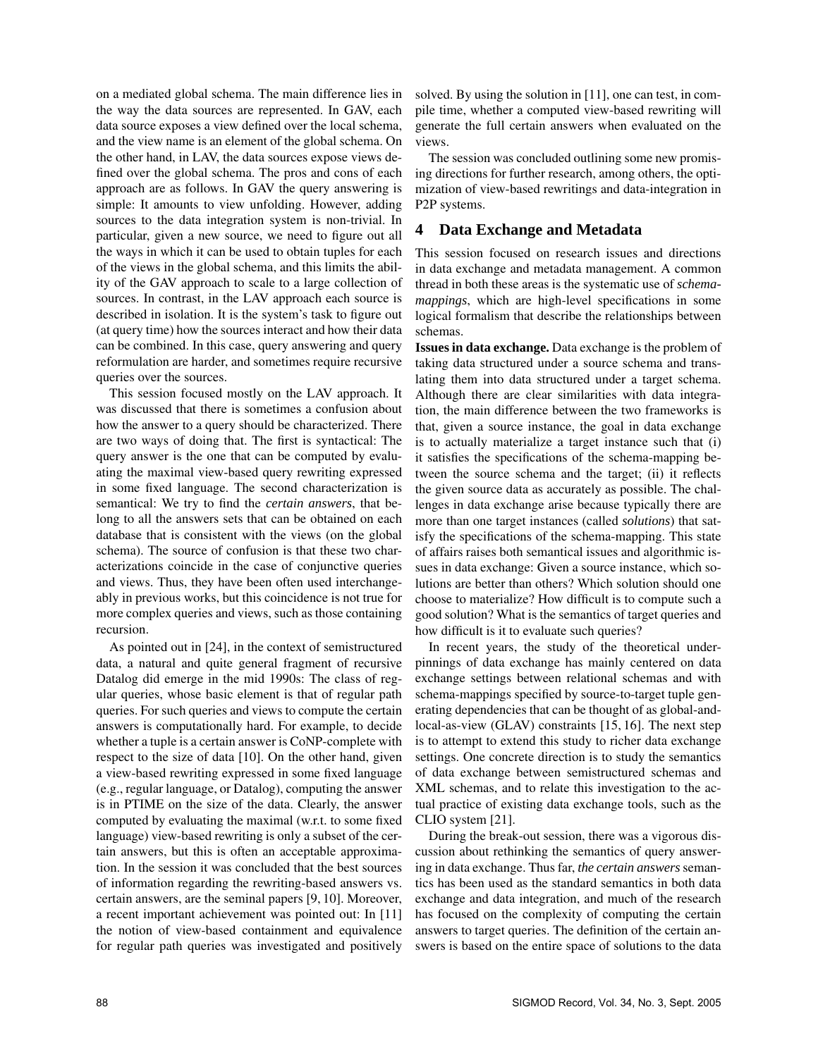on a mediated global schema. The main difference lies in the way the data sources are represented. In GAV, each data source exposes a view defined over the local schema, and the view name is an element of the global schema. On the other hand, in LAV, the data sources expose views defined over the global schema. The pros and cons of each approach are as follows. In GAV the query answering is simple: It amounts to view unfolding. However, adding sources to the data integration system is non-trivial. In particular, given a new source, we need to figure out all the ways in which it can be used to obtain tuples for each of the views in the global schema, and this limits the ability of the GAV approach to scale to a large collection of sources. In contrast, in the LAV approach each source is described in isolation. It is the system's task to figure out (at query time) how the sources interact and how their data can be combined. In this case, query answering and query reformulation are harder, and sometimes require recursive queries over the sources.

This session focused mostly on the LAV approach. It was discussed that there is sometimes a confusion about how the answer to a query should be characterized. There are two ways of doing that. The first is syntactical: The query answer is the one that can be computed by evaluating the maximal view-based query rewriting expressed in some fixed language. The second characterization is semantical: We try to find the *certain answers*, that belong to all the answers sets that can be obtained on each database that is consistent with the views (on the global schema). The source of confusion is that these two characterizations coincide in the case of conjunctive queries and views. Thus, they have been often used interchangeably in previous works, but this coincidence is not true for more complex queries and views, such as those containing recursion.

As pointed out in [24], in the context of semistructured data, a natural and quite general fragment of recursive Datalog did emerge in the mid 1990s: The class of regular queries, whose basic element is that of regular path queries. For such queries and views to compute the certain answers is computationally hard. For example, to decide whether a tuple is a certain answer is CoNP-complete with respect to the size of data [10]. On the other hand, given a view-based rewriting expressed in some fixed language (e.g., regular language, or Datalog), computing the answer is in PTIME on the size of the data. Clearly, the answer computed by evaluating the maximal (w.r.t. to some fixed language) view-based rewriting is only a subset of the certain answers, but this is often an acceptable approximation. In the session it was concluded that the best sources of information regarding the rewriting-based answers vs. certain answers, are the seminal papers [9, 10]. Moreover, a recent important achievement was pointed out: In [11] the notion of view-based containment and equivalence for regular path queries was investigated and positively solved. By using the solution in [11], one can test, in compile time, whether a computed view-based rewriting will generate the full certain answers when evaluated on the views.

The session was concluded outlining some new promising directions for further research, among others, the optimization of view-based rewritings and data-integration in P2P systems.

## 4 Data Exchange and Metadata

This session focused on research issues and directions in data exchange and metadata management. A common thread in both these areas is the systematic use of *schema-mappings*, which are high-level specifications in some logical formalism that describe the relationships between schemas.

**Issues in data exchange.** Data exchange is the problem of taking data structured under a source schema and translating them into data structured under a target schema. Although there are clear similarities with data integration, the main difference between the two frameworks is that, given a source instance, the goal in data exchange is to actually materialize a target instance such that (i) it satisfies the specifications of the schema-mapping between the source schema and the target; (ii) it reflects the given source data as accurately as possible. The challenges in data exchange arise because typically there are more than one target instances (called *solutions*) that satisfy the specifications of the schema-mapping. This state of affairs raises both semantical issues and algorithmic issues in data exchange: Given a source instance, which solutions are better than others? Which solution should one choose to materialize? How difficult is to compute such a good solution? What is the semantics of target queries and how difficult is it to evaluate such queries?

In recent years, the study of the theoretical underpinnings of data exchange has mainly centered on data exchange settings between relational schemas and with schema-mappings specified by source-to-target tuple generating dependencies that can be thought of as global-and-local-as-view (GLAV) constraints [15, 16]. The next step is to attempt to extend this study to richer data exchange settings. One concrete direction is to study the semantics of data exchange between semistructured schemas and XML schemas, and to relate this investigation to the actual practice of existing data exchange tools, such as the CLIO system [21].

During the break-out session, there was a vigorous discussion about rethinking the semantics of query answering in data exchange. Thus far, *the certain answers* semantics has been used as the standard semantics in both data exchange and data integration, and much of the research has focused on the complexity of computing the certain answers to target queries. The definition of the certain answers is based on the entire space of solutions to the data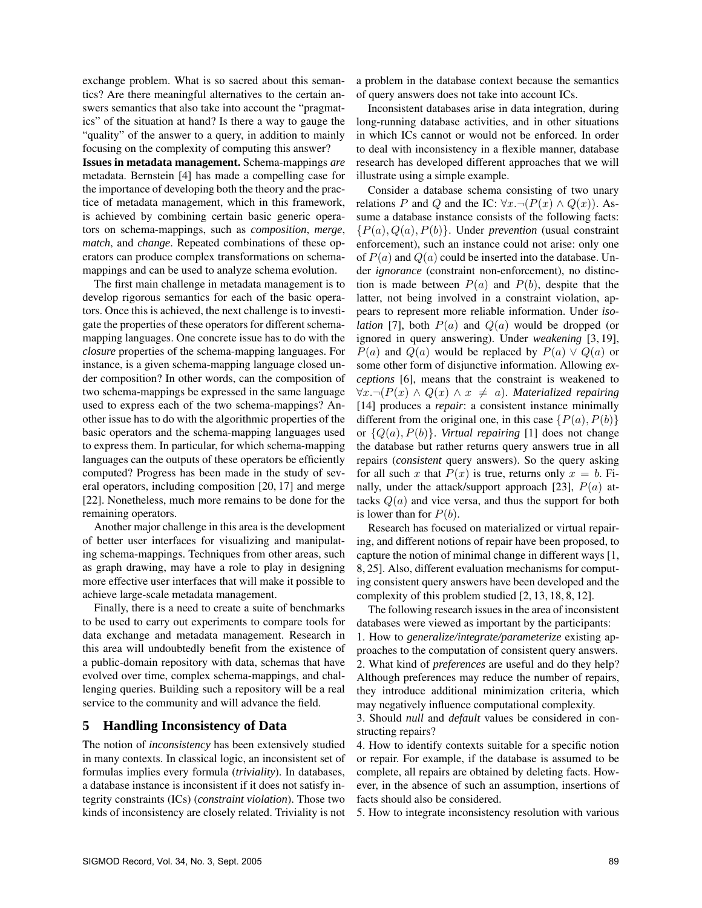exchange problem. What is so sacred about this semantics? Are there meaningful alternatives to the certain answers semantics that also take into account the "pragmatics" of the situation at hand? Is there a way to gauge the "quality" of the answer to a query, in addition to mainly focusing on the complexity of computing this answer?

**Issues in metadata management.** Schema-mappings *are* metadata. Bernstein [4] has made a compelling case for the importance of developing both the theory and the practice of metadata management, which in this framework, is achieved by combining certain basic generic operators on schema-mappings, such as *composition*, *merge*, *match*, and *change*. Repeated combinations of these operators can produce complex transformations on schema-mappings and can be used to analyze schema evolution.

The first main challenge in metadata management is to develop rigorous semantics for each of the basic operators. Once this is achieved, the next challenge is to investigate the properties of these operators for different schema-mapping languages. One concrete issue has to do with the *closure* properties of the schema-mapping languages. For instance, is a given schema-mapping language closed under composition? In other words, can the composition of two schema-mappings be expressed in the same language used to express each of the two schema-mappings? Another issue has to do with the algorithmic properties of the basic operators and the schema-mapping languages used to express them. In particular, for which schema-mapping languages can the outputs of these operators be efficiently computed? Progress has been made in the study of several operators, including composition [20, 17] and merge [22]. Nonetheless, much more remains to be done for the remaining operators.

Another major challenge in this area is the development of better user interfaces for visualizing and manipulating schema-mappings. Techniques from other areas, such as graph drawing, may have a role to play in designing more effective user interfaces that will make it possible to achieve large-scale metadata management.

Finally, there is a need to create a suite of benchmarks to be used to carry out experiments to compare tools for data exchange and metadata management. Research in this area will undoubtedly benefit from the existence of a public-domain repository with data, schemas that have evolved over time, complex schema-mappings, and challenging queries. Building such a repository will be a real service to the community and will advance the field.

## 5 Handling Inconsistency of Data

The notion of *inconsistency* has been extensively studied in many contexts. In classical logic, an inconsistent set of formulas implies every formula (*triviality*). In databases, a database instance is inconsistent if it does not satisfy integrity constraints (ICs) (*constraint violation*). Those two kinds of inconsistency are closely related. Triviality is not a problem in the database context because the semantics of query answers does not take into account ICs.

Inconsistent databases arise in data integration, during long-running database activities, and in other situations in which ICs cannot or would not be enforced. In order to deal with inconsistency in a flexible manner, database research has developed different approaches that we will illustrate using a simple example.

Consider a database schema consisting of two unary relations $P$ and $Q$ and the IC: $\forall x.\neg(P(x) \wedge Q(x))$. Assume a database instance consists of the following facts: $\{P(a), Q(a), P(b)\}$. Under *prevention* (usual constraint enforcement), such an instance could not arise: only one of $P(a)$ and $Q(a)$ could be inserted into the database. Under *ignorance* (constraint non-enforcement), no distinction is made between $P(a)$ and $P(b)$, despite that the latter, not being involved in a constraint violation, appears to represent more reliable information. Under *isolation* [7], both $P(a)$ and $Q(a)$ would be dropped (or ignored in query answering). Under *weakening* [3, 19], $P(a)$ and $Q(a)$ would be replaced by $P(a) \vee Q(a)$ or some other form of disjunctive information. Allowing *exceptions* [6], means that the constraint is weakened to $\forall x.\neg(P(x) \wedge Q(x) \wedge x \neq a)$. *Materialized repairing* [14] produces a *repair*: a consistent instance minimally different from the original one, in this case $\{P(a), P(b)\}$ or $\{Q(a), P(b)\}$. *Virtual repairing* [1] does not change the database but rather returns query answers true in all repairs (*consistent* query answers). So the query asking for all such $x$ that $P(x)$ is true, returns only $x = b$. Finally, under the attack/support approach [23], $P(a)$ attacks $Q(a)$ and vice versa, and thus the support for both is lower than for $P(b)$.

Research has focused on materialized or virtual repairing, and different notions of repair have been proposed, to capture the notion of minimal change in different ways [1, 8, 25]. Also, different evaluation mechanisms for computing consistent query answers have been developed and the complexity of this problem studied [2, 13, 18, 8, 12].

The following research issues in the area of inconsistent databases were viewed as important by the participants:

1. How to *generalize/integrate/parameterize* existing approaches to the computation of consistent query answers.
2. What kind of *preferences* are useful and do they help? Although preferences may reduce the number of repairs, they introduce additional minimization criteria, which may negatively influence computational complexity.
3. Should *null* and *default* values be considered in constructing repairs?
4. How to identify contexts suitable for a specific notion or repair. For example, if the database is assumed to be complete, all repairs are obtained by deleting facts. However, in the absence of such an assumption, insertions of facts should also be considered.
5. How to integrate inconsistency resolution with various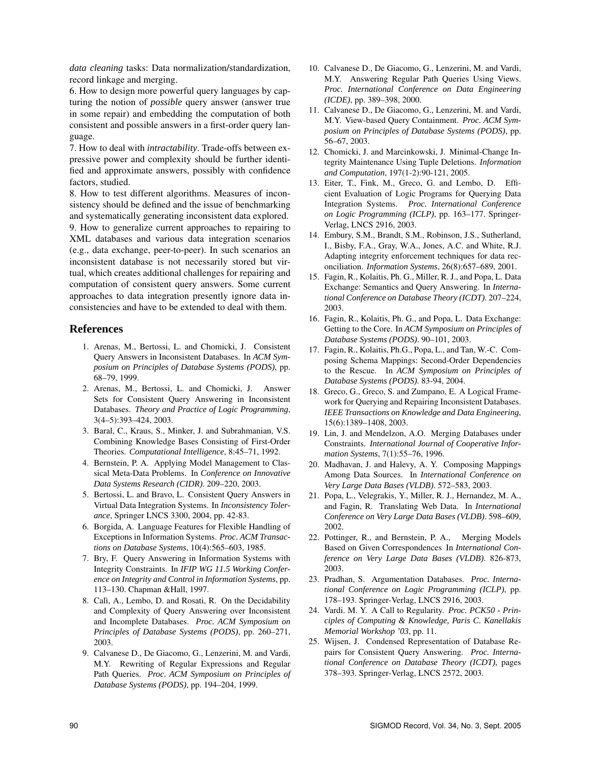*data cleaning* tasks: Data normalization/standardization, record linkage and merging.

6. How to design more powerful query languages by capturing the notion of *possible* query answer (answer true in some repair) and embedding the computation of both consistent and possible answers in a first-order query language.

7. How to deal with *intractability*. Trade-offs between expressive power and complexity should be further identified and approximate answers, possibly with confidence factors, studied.

8. How to test different algorithms. Measures of inconsistency should be defined and the issue of benchmarking and systematically generating inconsistent data explored.

9. How to generalize current approaches to repairing to XML databases and various data integration scenarios (e.g., data exchange, peer-to-peer). In such scenarios an inconsistent database is not necessarily stored but virtual, which creates additional challenges for repairing and computation of consistent query answers. Some current approaches to data integration presently ignore data inconsistencies and have to be extended to deal with them.

## References

1. Arenas, M., Bertossi, L. and Chomicki, J. Consistent Query Answers in Inconsistent Databases. In *ACM Symposium on Principles of Database Systems (PODS)*, pp. 68–79, 1999.
2. Arenas, M., Bertossi, L. and Chomicki, J. Answer Sets for Consistent Query Answering in Inconsistent Databases. *Theory and Practice of Logic Programming*, 3(4–5):393–424, 2003.
3. Baral, C., Kraus, S., Minker, J. and Subrahmanian, V.S. Combining Knowledge Bases Consisting of First-Order Theories. *Computational Intelligence*, 8:45–71, 1992.
4. Bernstein, P. A. Applying Model Management to Classical Meta-Data Problems. In *Conference on Innovative Data Systems Research (CIDR)*. 209–220, 2003.
5. Bertossi, L. and Bravo, L. Consistent Query Answers in Virtual Data Integration Systems. In *Inconsistency Tolerance*, Springer LNCS 3300, 2004, pp. 42-83.
6. Borgida, A. Language Features for Flexible Handling of Exceptions in Information Systems. *Proc. ACM Transactions on Database Systems*, 10(4):565–603, 1985.
7. Bry, F. Query Answering in Information Systems with Integrity Constraints. In *IFIP WG 11.5 Working Conference on Integrity and Control in Information Systems*, pp. 113–130. Chapman &Hall, 1997.
8. Calì, A., Lembo, D. and Rosati, R. On the Decidability and Complexity of Query Answering over Inconsistent and Incomplete Databases. *Proc. ACM Symposium on Principles of Database Systems (PODS)*, pp. 260–271, 2003.
9. Calvanese D., De Giacomo, G., Lenzerini, M. and Vardi, M.Y. Rewriting of Regular Expressions and Regular Path Queries. *Proc. ACM Symposium on Principles of Database Systems (PODS)*, pp. 194–204, 1999.
10. Calvanese D., De Giacomo, G., Lenzerini, M. and Vardi, M.Y. Answering Regular Path Queries Using Views. *Proc. International Conference on Data Engineering (ICDE)*, pp. 389–398, 2000.
11. Calvanese D., De Giacomo, G., Lenzerini, M. and Vardi, M.Y. View-based Query Containment. *Proc. ACM Symposium on Principles of Database Systems (PODS)*, pp. 56–67, 2003.
12. Chomicki, J. and Marcinkowski, J. Minimal-Change Integrity Maintenance Using Tuple Deletions. *Information and Computation*, 197(1-2):90-121, 2005.
13. Eiter, T., Fink, M., Greco, G. and Lembo, D. Efficient Evaluation of Logic Programs for Querying Data Integration Systems. *Proc. International Conference on Logic Programming (ICLP)*, pp. 163–177. Springer-Verlag, LNCS 2916, 2003.
14. Embury, S.M., Brandt, S.M., Robinson, J.S., Sutherland, I., Bisby, F.A., Gray, W.A., Jones, A.C. and White, R.J. Adapting integrity enforcement techniques for data reconciliation. *Information Systems*, 26(8):657–689, 2001.
15. Fagin, R., Kolaitis, Ph. G., Miller, R. J., and Popa, L. Data Exchange: Semantics and Query Answering. In *International Conference on Database Theory (ICDT)*. 207–224, 2003.
16. Fagin, R., Kolaitis, Ph. G., and Popa, L. Data Exchange: Getting to the Core. In *ACM Symposium on Principles of Database Systems (PODS)*. 90–101, 2003.
17. Fagin, R., Kolaitis, Ph.G., Popa, L., and Tan, W.-C. Composing Schema Mappings: Second-Order Dependencies to the Rescue. In *ACM Symposium on Principles of Database Systems (PODS)*. 83-94, 2004.
18. Greco, G., Greco, S. and Zumpano, E. A Logical Framework for Querying and Repairing Inconsistent Databases. *IEEE Transactions on Knowledge and Data Engineering*, 15(6):1389–1408, 2003.
19. Lin, J. and Mendelzon, A.O. Merging Databases under Constraints. *International Journal of Cooperative Information Systems*, 7(1):55–76, 1996.
20. Madhavan, J. and Halevy, A. Y. Composing Mappings Among Data Sources. In *International Conference on Very Large Data Bases (VLDB)*. 572–583, 2003.
21. Popa, L., Velegrakis, Y., Miller, R. J., Hernandez, M. A., and Fagin, R. Translating Web Data. In *International Conference on Very Large Data Bases (VLDB)*. 598–609, 2002.
22. Pottinger, R., and Bernstein, P. A., Merging Models Based on Given Correspondences In *International Conference on Very Large Data Bases (VLDB).* 826-873, 2003.
23. Pradhan, S. Argumentation Databases. *Proc. International Conference on Logic Programming (ICLP)*, pp. 178–193. Springer-Verlag, LNCS 2916, 2003.
24. Vardi. M. Y. A Call to Regularity. *Proc. PCK50 - Principles of Computing & Knowledge, Paris C. Kanellakis Memorial Workshop '03*, pp. 11.
25. Wijsen, J. Condensed Representation of Database Repairs for Consistent Query Answering. *Proc. International Conference on Database Theory (ICDT)*, pages 378–393. Springer-Verlag, LNCS 2572, 2003.